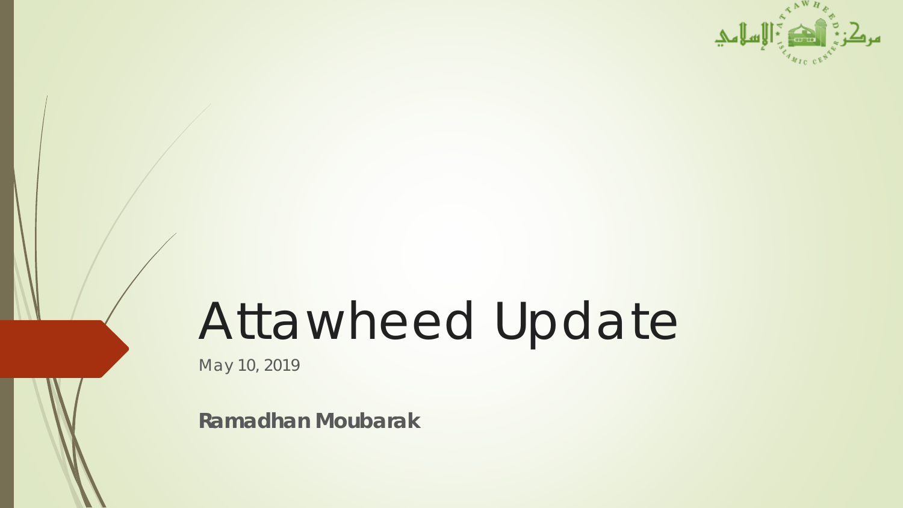# Attawheed Update

May 10, 2019

**Ramadhan Moubarak**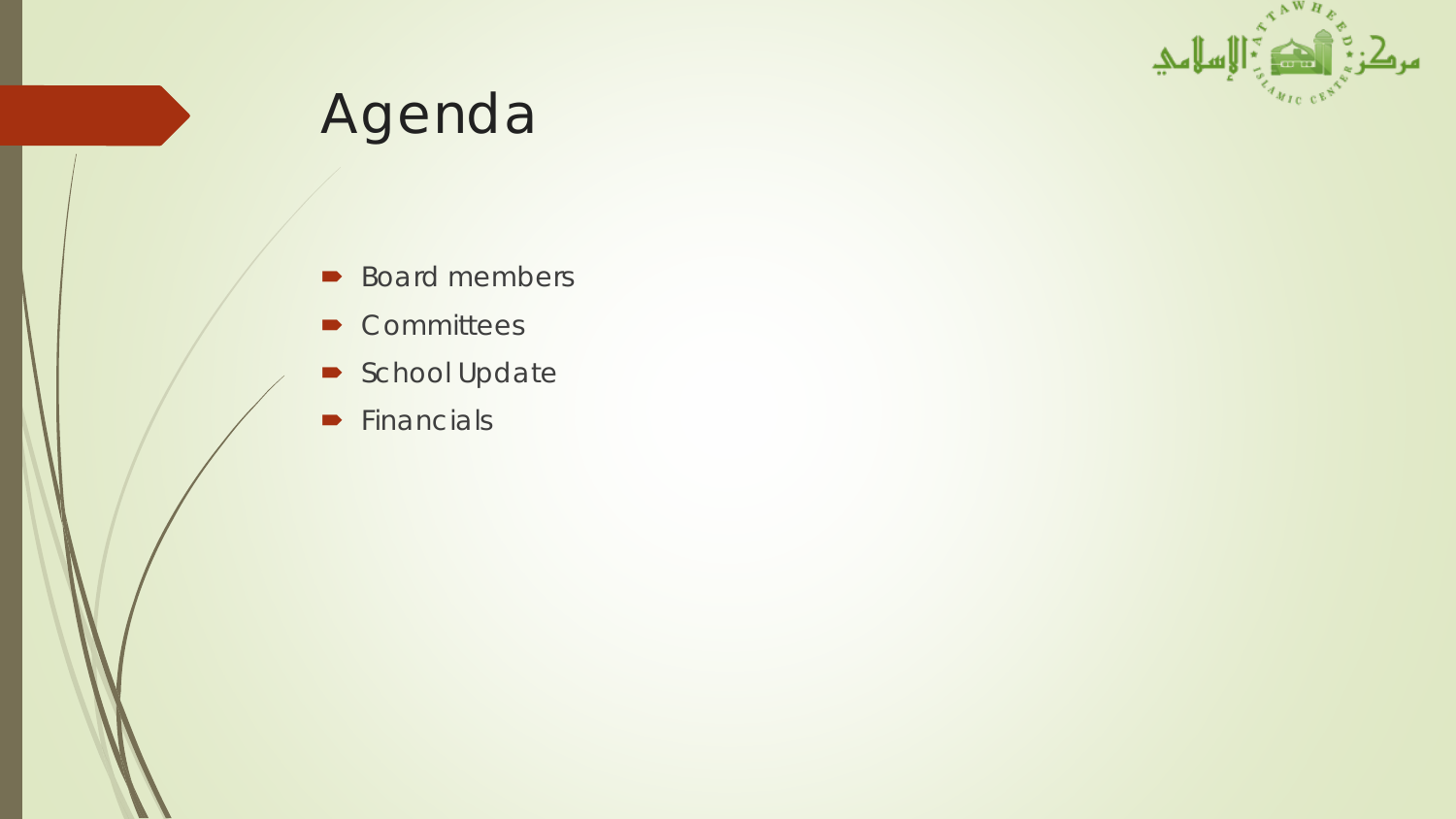# Agenda

- Board members
- Committees
- School Update
- Financials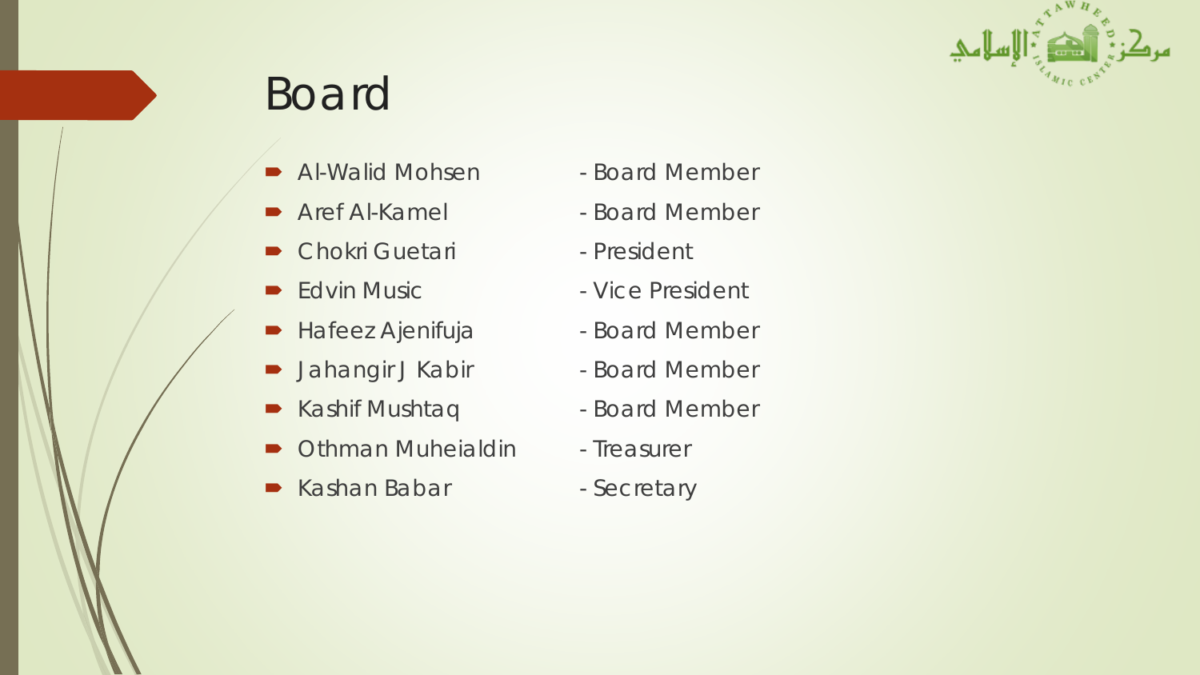# Board

- Al-Walid Mohsen - Board Member
- Aref Al-Kamel - Board Member
- Chokri Guetari - President
- Edvin Music - Vice President
- Hafeez Ajenifuja - Board Member
- Jahangir J Kabir - Board Member
- Kashif Mushtaq - Board Member
- Othman Muheialdin - Treasurer
- Kashan Babar - Secretary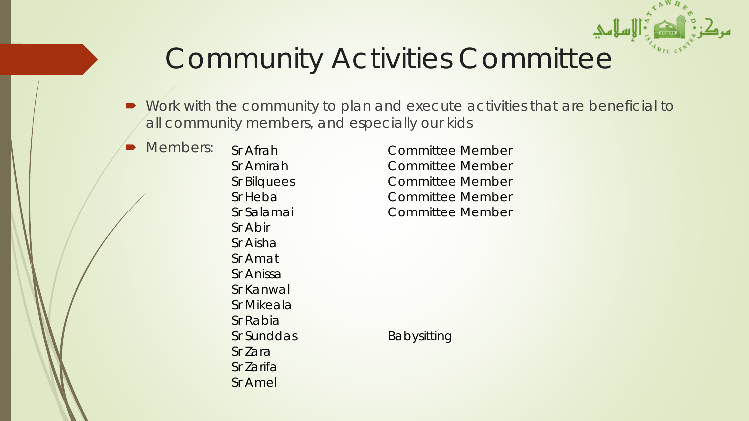# Community Activities Committee

- Work with the community to plan and execute activities that are beneficial to all community members, and especially our kids
- Members:

| Name | Role |
| --- | --- |
| Sr Afrah | Committee Member |
| Sr Amirah | Committee Member |
| Sr Bilquees | Committee Member |
| Sr Heba | Committee Member |
| Sr Salamai | Committee Member |
| Sr Abir | |
| Sr Aisha | |
| Sr Amat | |
| Sr Anissa | |
| Sr Kanwal | |
| Sr Mikeala | |
| Sr Rabia | |
| Sr Sunddas | Babysitting |
| Sr Zara | |
| Sr Zarifa | |
| Sr Amel | |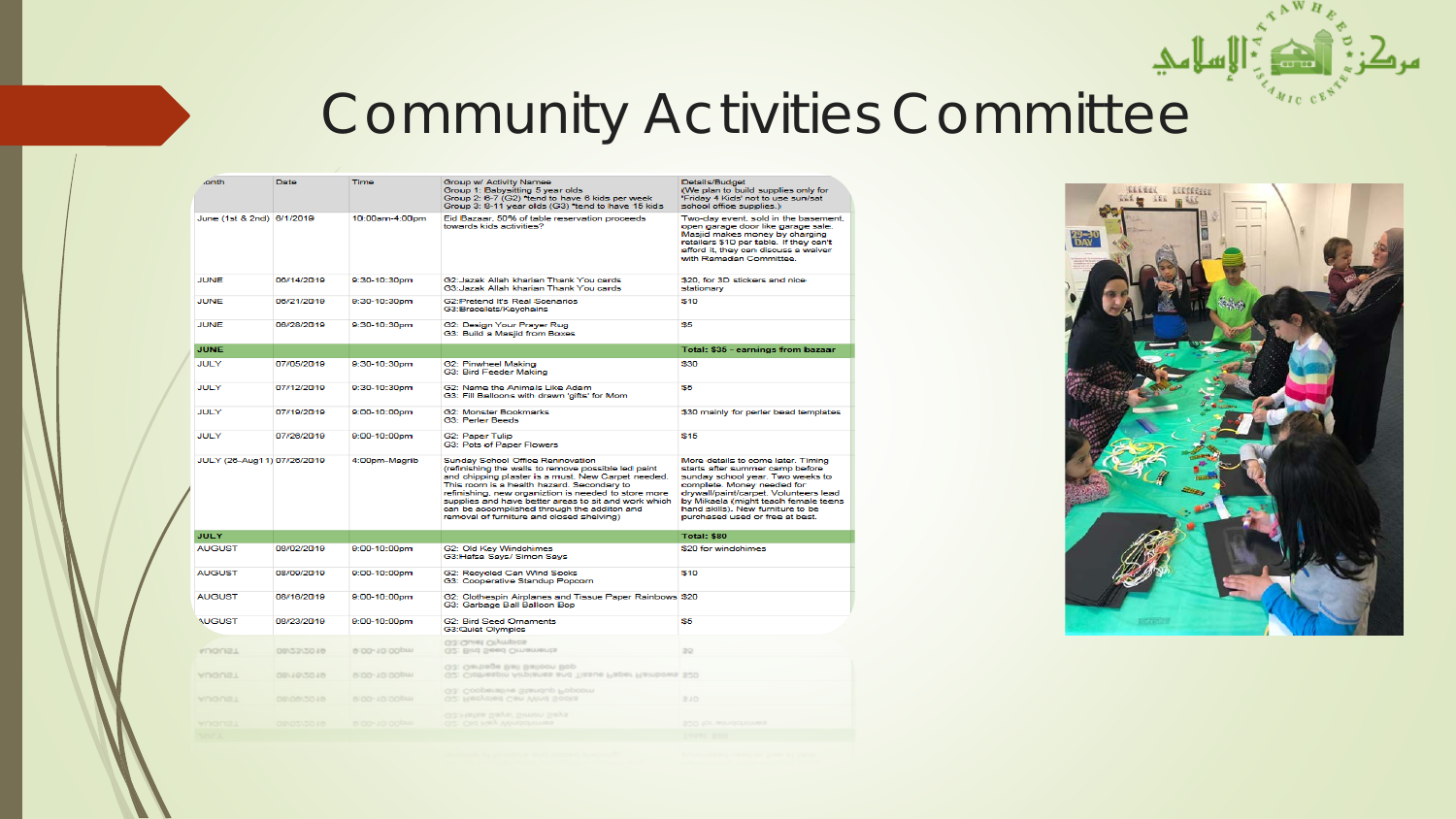# Community Activities Committee

| Month | Date | Time | Group w/ Activity Names<br>Group 1: Babysitting 5 year olds<br>Group 2: 6-7 (G2) *tend to have 8 kids per week<br>Group 3: 8-11 year olds (G3) *tend to have 15 kids | Details/Budget<br>(We plan to build supplies only for "Friday 4 Kids" not to use sun/sat school office supplies.) |
|---|---|---|---|---|
| June (1st & 2nd) | 6/1/2019 | 10:00am-4:00pm | Eid Bazaar, 50% of table reservation proceeds towards kids activities? | Two-day event, sold in the basement, open garage door like garage sale. Masjid makes money by charging retailers $10 per table. If they can't afford it, they can discuss a waiver with Ramadan Committee. |
| JUNE | 06/14/2019 | 9:30-10:30pm | G2:Jazak Allah kharian Thank You cards<br>G3:Jazak Allah kharian Thank You cards | $20, for 3D stickers and nice stationary |
| JUNE | 06/21/2019 | 9:30-10:30pm | G2:Pretend it's Real Scenarios<br>G3:Bracelets/Keychains | $10 |
| JUNE | 06/28/2019 | 9:30-10:30pm | G2: Design Your Prayer Rug<br>G3: Build a Masjid from Boxes | $5 |
| JUNE | | | | Total: $35 - earnings from bazaar |
| JULY | 07/05/2019 | 9:30-10:30pm | G2: Pinwheel Making<br>G3: Bird Feeder Making | $30 |
| JULY | 07/12/2019 | 9:30-10:30pm | G2: Name the Animals Like Adam<br>G3: Fill Balloons with drawn 'gifts' for Mom | $5 |
| JULY | 07/19/2019 | 9:00-10:00pm | G2: Monster Bookmarks<br>G3: Perler Beeds | $30 mainly for perler bead templates |
| JULY | 07/26/2019 | 9:00-10:00pm | G2: Paper Tulip<br>G3: Pots of Paper Flowers | $15 |
| JULY (26-Aug11) | 07/26/2019 | 4:00pm-Magrib | Sunday School Office Renovation (refinishing the walls to remove possible led paint and chipping plaster is a must. New Carpet needed. This room is a health hazard. Secondary to refinishing, new organiztion is needed to store more supplies and have better areas to sit and work which can be accomplished through the additon and removal of furniture and closed shelving) | More details to come later. Timing starts after summer camp before sunday school year. Two weeks to complete. Money needed for drywall/paint/carpet. Volunteers lead by Mikaela (might teach female teens hand skills). New furniture to be purchased used or free at best. |
| JULY | | | | Total: $80 |
| AUGUST | 08/02/2019 | 9:00-10:00pm | G2: Old Key Windchimes<br>G3:Hafsa Says/ Simon Says | $20 for windchimes |
| AUGUST | 08/09/2019 | 9:00-10:00pm | G2: Recycled Can Wind Socks<br>G3: Cooperative Standup Popcorn | $10 |
| AUGUST | 08/16/2019 | 9:00-10:00pm | G2: Clothespin Airplanes and Tissue Paper Rainbows<br>G3: Garbage Ball Balloon Bop | $20 |
| AUGUST | 08/23/2019 | 9:00-10:00pm | G2: Bird Seed Ornaments<br>G3:Quiet Olympics | $5 |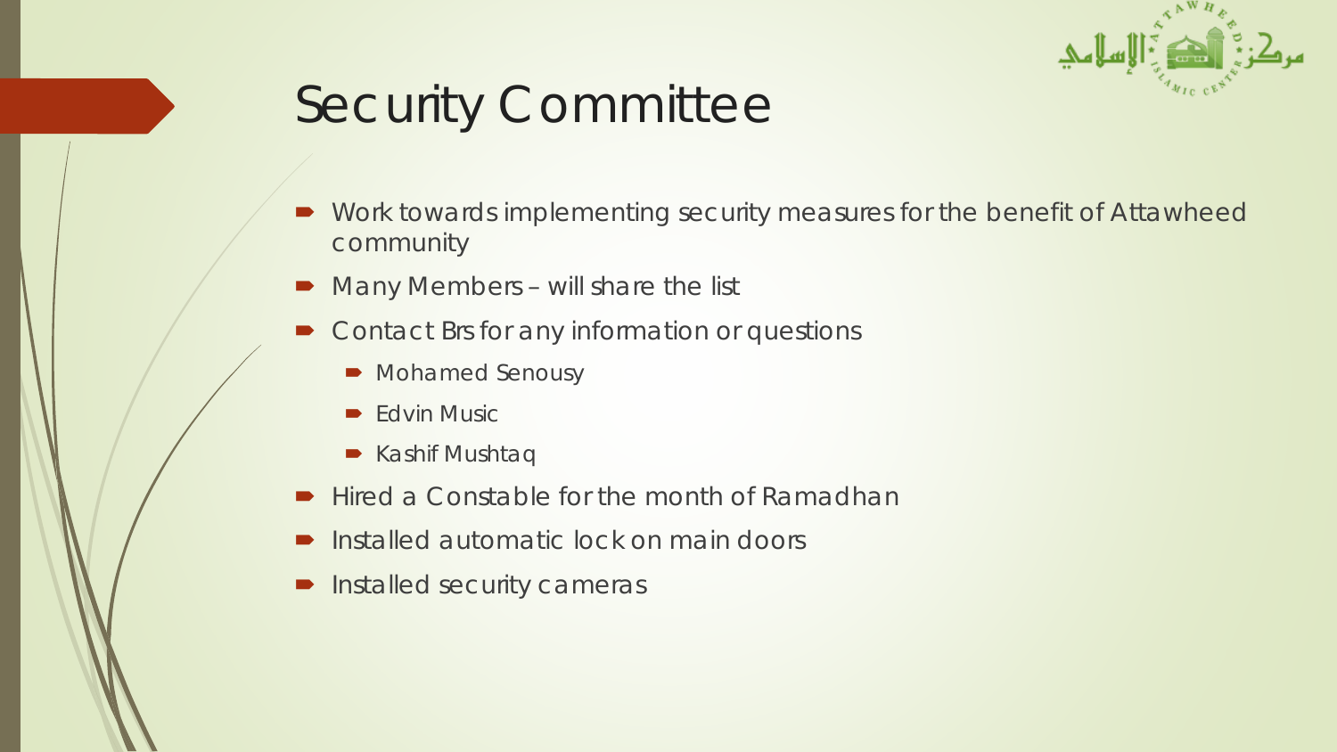# Security Committee

- Work towards implementing security measures for the benefit of Attawheed community
- Many Members – will share the list
- Contact Brs for any information or questions
  - Mohamed Senousy
  - Edvin Music
  - Kashif Mushtaq
- Hired a Constable for the month of Ramadhan
- Installed automatic lock on main doors
- Installed security cameras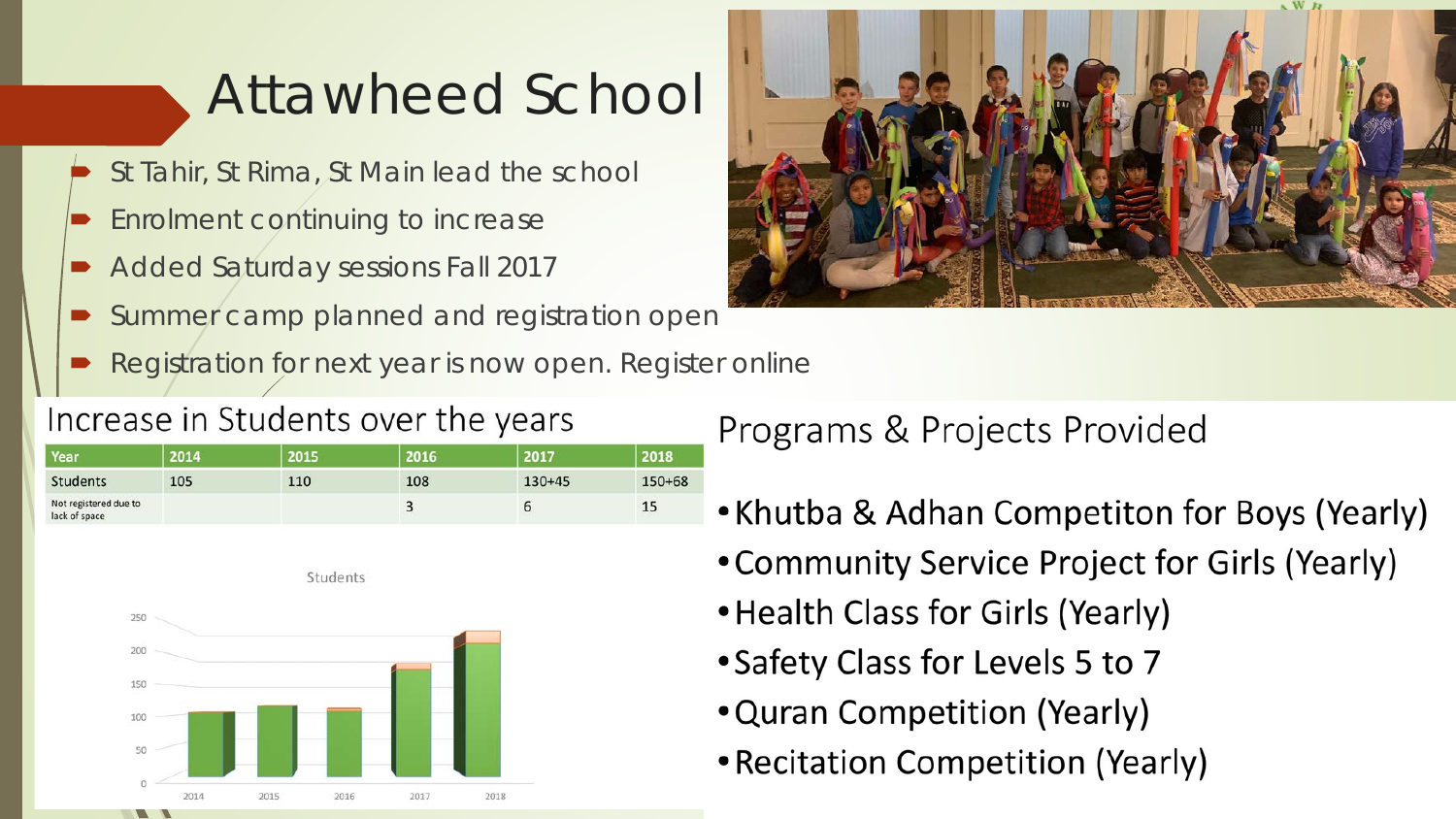# Attawheed School

- St Tahir, St Rima, St Main lead the school
- Enrolment continuing to increase
- Added Saturday sessions Fall 2017
- Summer camp planned and registration open
- Registration for next year is now open. Register online

## Increase in Students over the years

| Year | 2014 | 2015 | 2016 | 2017 | 2018 |
|---|---|---|---|---|---|
| Students | 105 | 110 | 108 | 130+45 | 150+68 |
| Not registered due to lack of space | | | 3 | 6 | 15 |

## Programs & Projects Provided

- Khutba & Adhan Competiton for Boys (Yearly)
- Community Service Project for Girls (Yearly)
- Health Class for Girls (Yearly)
- Safety Class for Levels 5 to 7
- Quran Competition (Yearly)
- Recitation Competition (Yearly)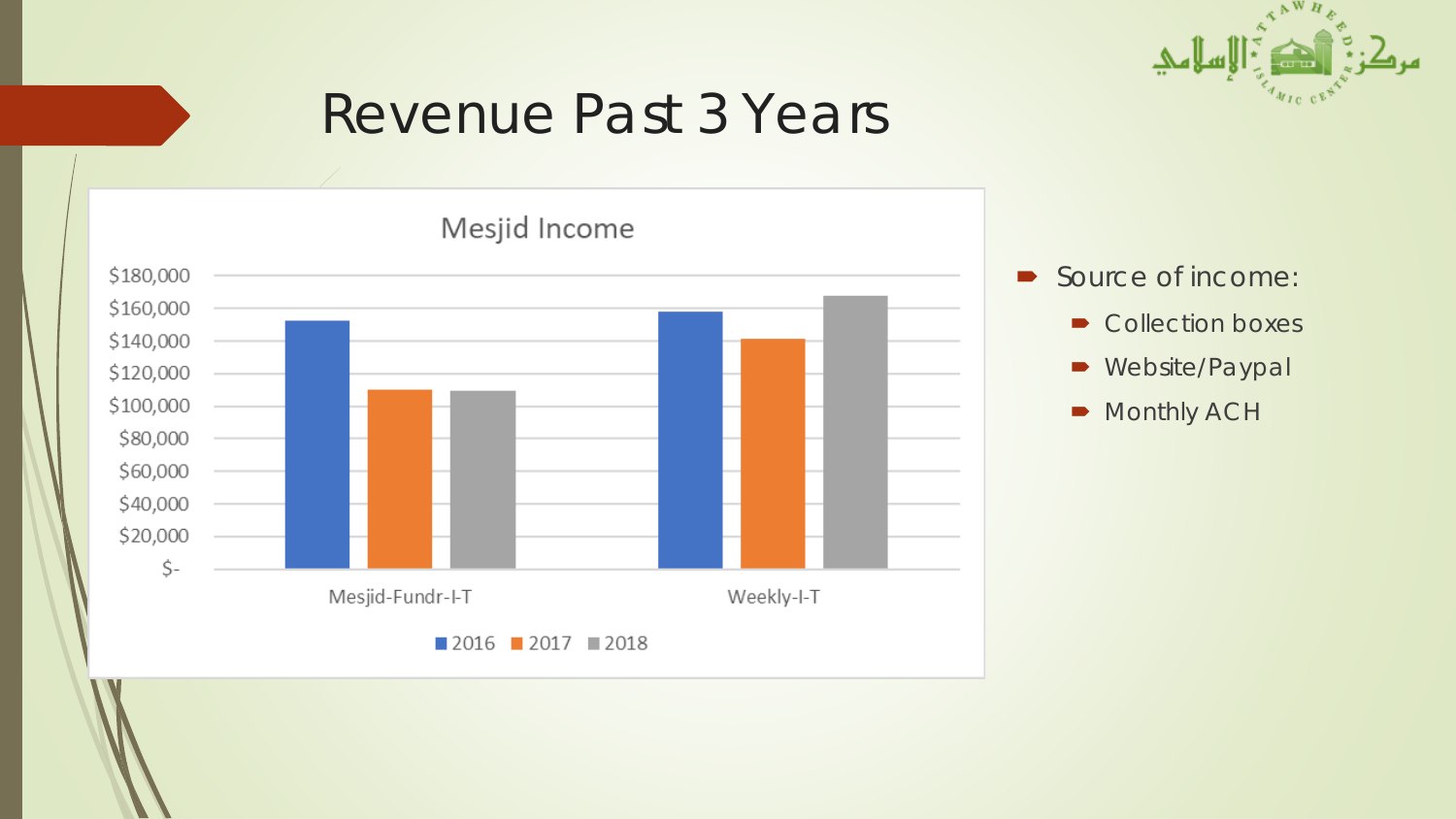# Revenue Past 3 Years

**Mesjid Income**

| | 2016 | 2017 | 2018 |
|---|---|---|---|
| Mesjid-Fundr-I-T | ~$152,000 | ~$110,000 | ~$109,000 |
| Weekly-I-T | ~$158,000 | ~$141,000 | ~$168,000 |

- Source of income:
  - Collection boxes
  - Website/Paypal
  - Monthly ACH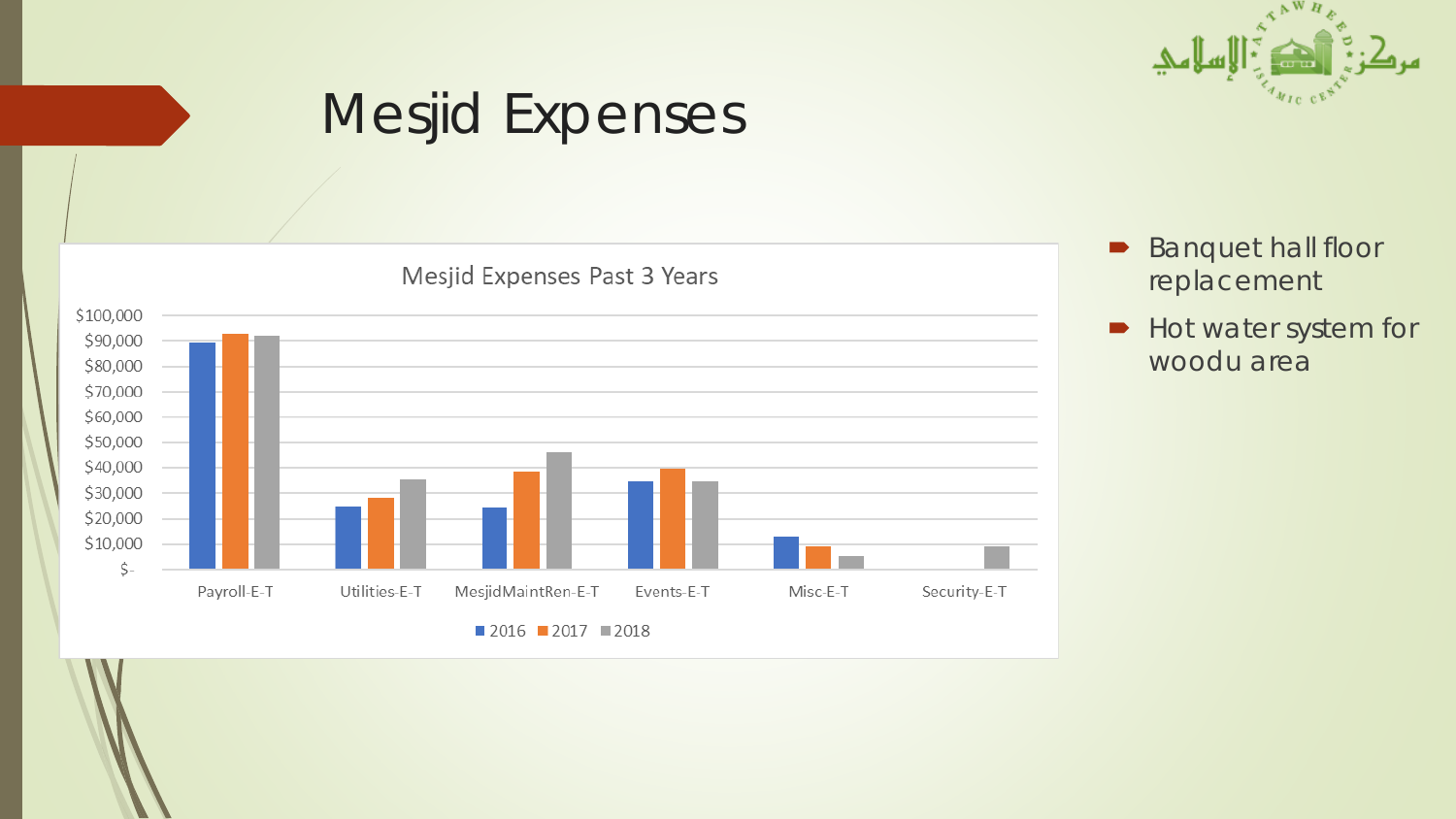# Mesjid Expenses

Mesjid Expenses Past 3 Years

| | 2016 | 2017 | 2018 |
|---|---|---|---|
| Payroll-E-T | | | |
| Utilities-E-T | | | |
| MesjidMaintRen-E-T | | | |
| Events-E-T | | | |
| Misc-E-T | | | |
| Security-E-T | | | |

- Banquet hall floor replacement
- Hot water system for woodu area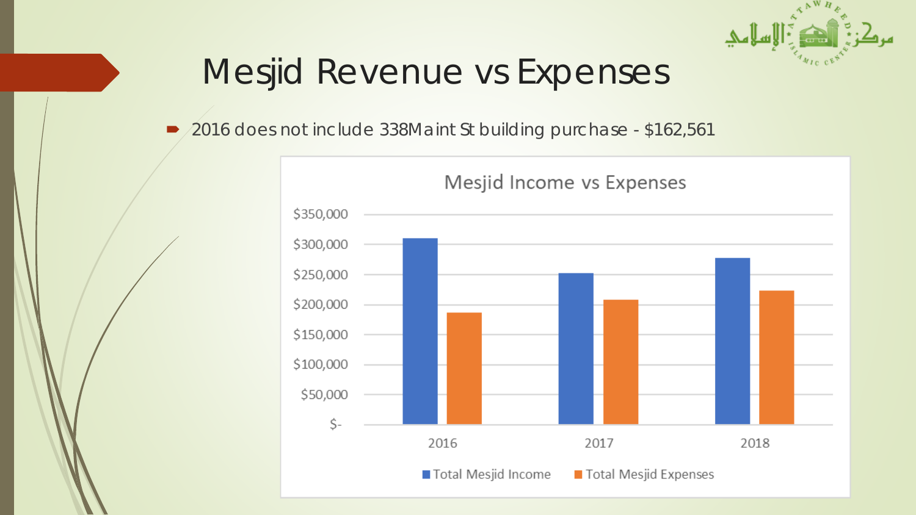# Mesjid Revenue vs Expenses

- 2016 does not include 338Maint St building purchase - $162,561

Mesjid Income vs Expenses

| | 2016 | 2017 | 2018 |
|---|---|---|---|
| Total Mesjid Income | ~$310,000 | ~$252,000 | ~$277,000 |
| Total Mesjid Expenses | ~$186,000 | ~$208,000 | ~$223,000 |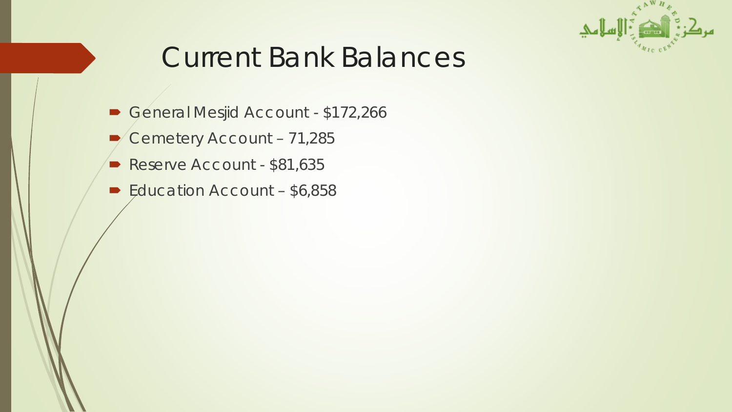# Current Bank Balances

- General Mesjid Account - $172,266
- Cemetery Account – 71,285
- Reserve Account - $81,635
- Education Account – $6,858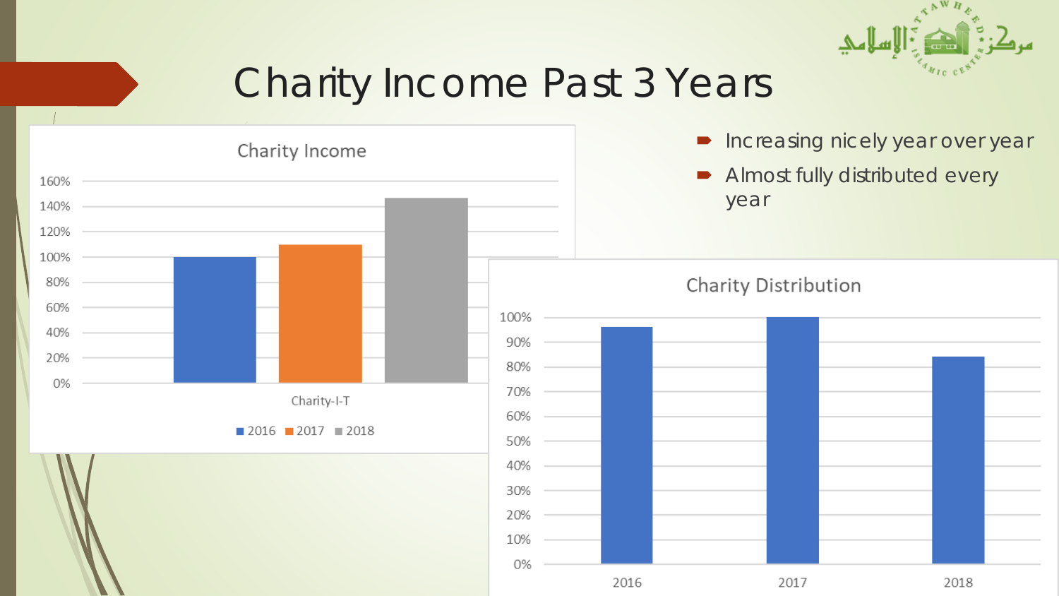# Charity Income Past 3 Years

- Increasing nicely year over year
- Almost fully distributed every year

**Charity Income**

| Charity-I-T | Value |
|---|---|
| 2016 | 100% |
| 2017 | 110% |
| 2018 | 147% |

**Charity Distribution**

| Year | Value |
|---|---|
| 2016 | 96% |
| 2017 | 100% |
| 2018 | 84% |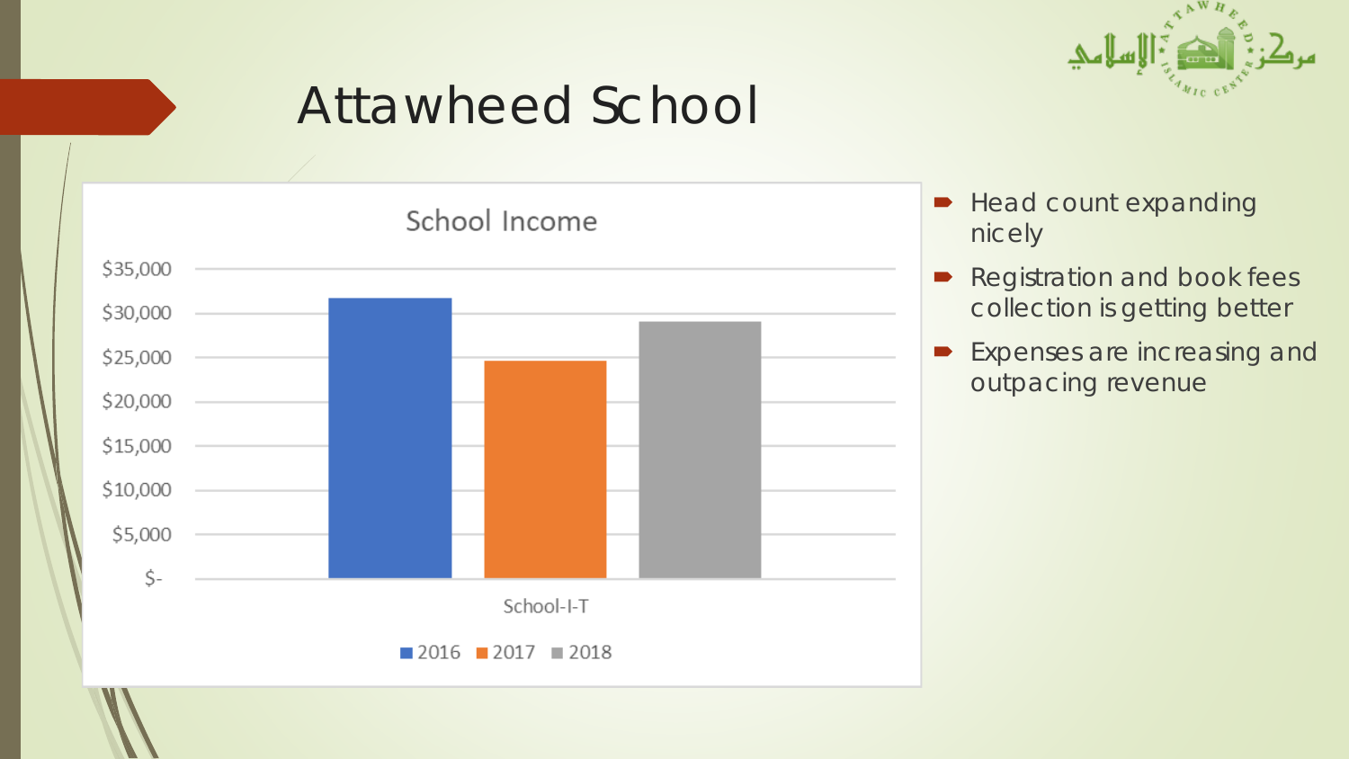# Attawheed School

School Income

| | 2016 | 2017 | 2018 |
|---|---|---|---|
| School-I-T | ~$31,700 | ~$24,600 | ~$29,100 |

- Head count expanding nicely
- Registration and book fees collection is getting better
- Expenses are increasing and outpacing revenue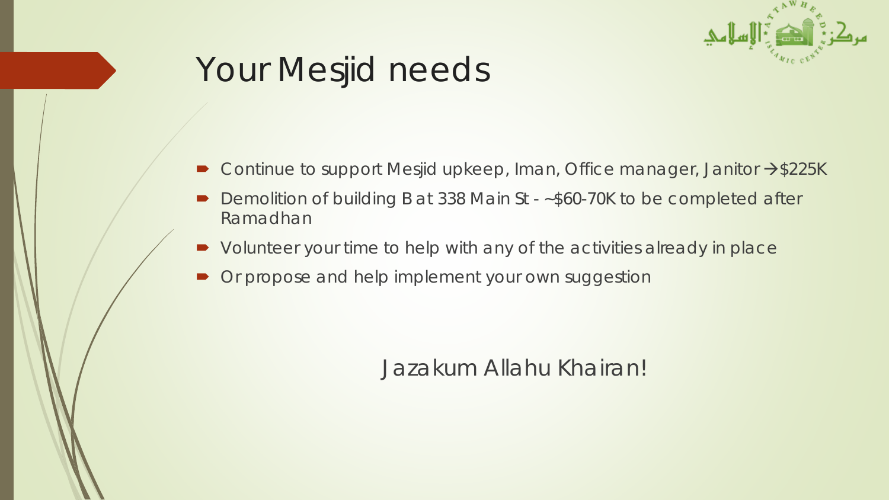# Your Mesjid needs

- Continue to support Mesjid upkeep, Iman, Office manager, Janitor → $225K
- Demolition of building B at 338 Main St - ~$60-70K to be completed after Ramadhan
- Volunteer your time to help with any of the activities already in place
- Or propose and help implement your own suggestion

Jazakum Allahu Khairan!